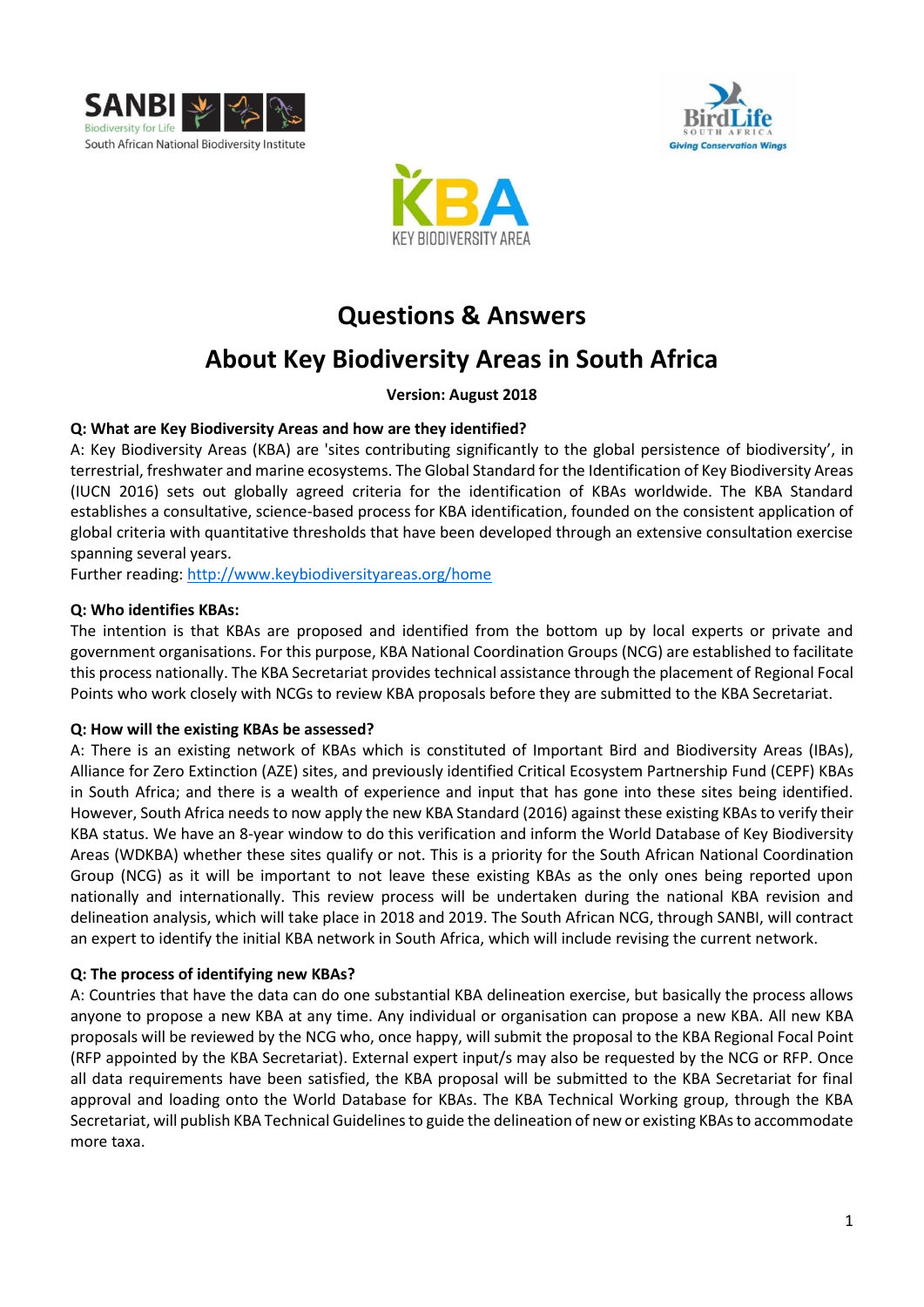# Questions & Answers

## About Key Biodiversity Areas in South Africa

**Version: August 2018**

**Q: What are Key Biodiversity Areas and how are they identified?**

A: Key Biodiversity Areas (KBA) are 'sites contributing significantly to the global persistence of biodiversity', in terrestrial, freshwater and marine ecosystems. The Global Standard for the Identification of Key Biodiversity Areas (IUCN 2016) sets out globally agreed criteria for the identification of KBAs worldwide. The KBA Standard establishes a consultative, science-based process for KBA identification, founded on the consistent application of global criteria with quantitative thresholds that have been developed through an extensive consultation exercise spanning several years.

Further reading: http://www.keybiodiversityareas.org/home

**Q: Who identifies KBAs:**

The intention is that KBAs are proposed and identified from the bottom up by local experts or private and government organisations. For this purpose, KBA National Coordination Groups (NCG) are established to facilitate this process nationally. The KBA Secretariat provides technical assistance through the placement of Regional Focal Points who work closely with NCGs to review KBA proposals before they are submitted to the KBA Secretariat.

**Q: How will the existing KBAs be assessed?**

A: There is an existing network of KBAs which is constituted of Important Bird and Biodiversity Areas (IBAs), Alliance for Zero Extinction (AZE) sites, and previously identified Critical Ecosystem Partnership Fund (CEPF) KBAs in South Africa; and there is a wealth of experience and input that has gone into these sites being identified. However, South Africa needs to now apply the new KBA Standard (2016) against these existing KBAs to verify their KBA status. We have an 8-year window to do this verification and inform the World Database of Key Biodiversity Areas (WDKBA) whether these sites qualify or not. This is a priority for the South African National Coordination Group (NCG) as it will be important to not leave these existing KBAs as the only ones being reported upon nationally and internationally. This review process will be undertaken during the national KBA revision and delineation analysis, which will take place in 2018 and 2019. The South African NCG, through SANBI, will contract an expert to identify the initial KBA network in South Africa, which will include revising the current network.

**Q: The process of identifying new KBAs?**

A: Countries that have the data can do one substantial KBA delineation exercise, but basically the process allows anyone to propose a new KBA at any time. Any individual or organisation can propose a new KBA. All new KBA proposals will be reviewed by the NCG who, once happy, will submit the proposal to the KBA Regional Focal Point (RFP appointed by the KBA Secretariat). External expert input/s may also be requested by the NCG or RFP. Once all data requirements have been satisfied, the KBA proposal will be submitted to the KBA Secretariat for final approval and loading onto the World Database for KBAs. The KBA Technical Working group, through the KBA Secretariat, will publish KBA Technical Guidelines to guide the delineation of new or existing KBAs to accommodate more taxa.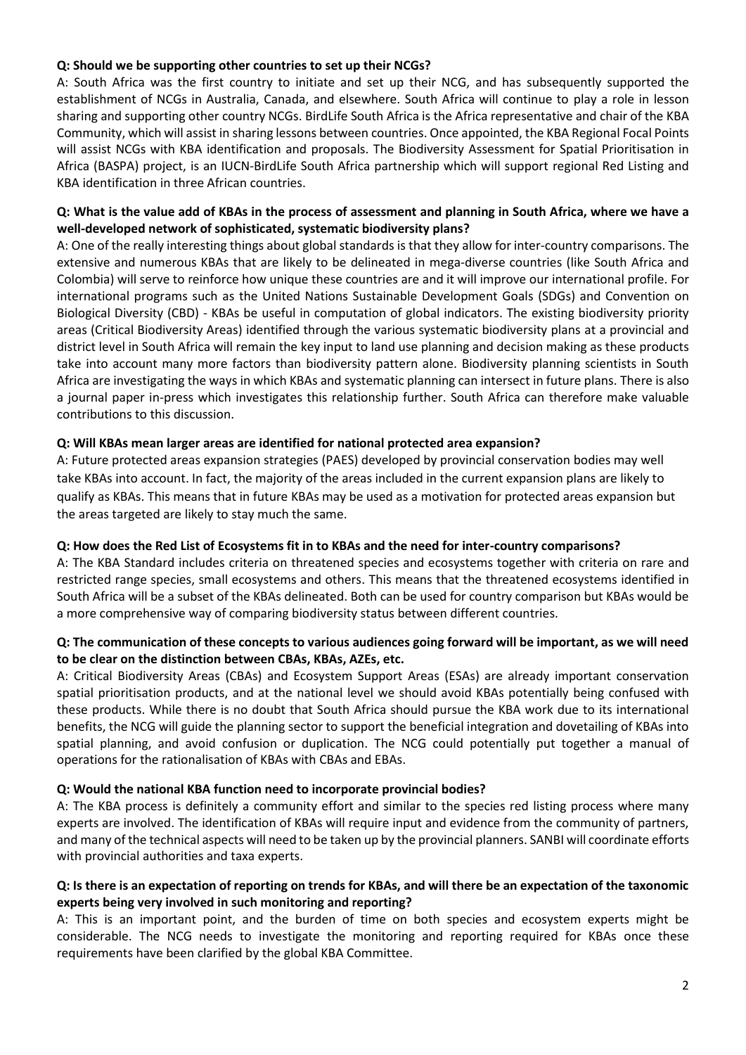**Q: Should we be supporting other countries to set up their NCGs?**

A: South Africa was the first country to initiate and set up their NCG, and has subsequently supported the establishment of NCGs in Australia, Canada, and elsewhere. South Africa will continue to play a role in lesson sharing and supporting other country NCGs. BirdLife South Africa is the Africa representative and chair of the KBA Community, which will assist in sharing lessons between countries. Once appointed, the KBA Regional Focal Points will assist NCGs with KBA identification and proposals. The Biodiversity Assessment for Spatial Prioritisation in Africa (BASPA) project, is an IUCN-BirdLife South Africa partnership which will support regional Red Listing and KBA identification in three African countries.

**Q: What is the value add of KBAs in the process of assessment and planning in South Africa, where we have a well-developed network of sophisticated, systematic biodiversity plans?**

A: One of the really interesting things about global standards is that they allow for inter-country comparisons. The extensive and numerous KBAs that are likely to be delineated in mega-diverse countries (like South Africa and Colombia) will serve to reinforce how unique these countries are and it will improve our international profile. For international programs such as the United Nations Sustainable Development Goals (SDGs) and Convention on Biological Diversity (CBD) - KBAs be useful in computation of global indicators. The existing biodiversity priority areas (Critical Biodiversity Areas) identified through the various systematic biodiversity plans at a provincial and district level in South Africa will remain the key input to land use planning and decision making as these products take into account many more factors than biodiversity pattern alone. Biodiversity planning scientists in South Africa are investigating the ways in which KBAs and systematic planning can intersect in future plans. There is also a journal paper in-press which investigates this relationship further. South Africa can therefore make valuable contributions to this discussion.

**Q: Will KBAs mean larger areas are identified for national protected area expansion?**

A: Future protected areas expansion strategies (PAES) developed by provincial conservation bodies may well take KBAs into account. In fact, the majority of the areas included in the current expansion plans are likely to qualify as KBAs. This means that in future KBAs may be used as a motivation for protected areas expansion but the areas targeted are likely to stay much the same.

**Q: How does the Red List of Ecosystems fit in to KBAs and the need for inter-country comparisons?**

A: The KBA Standard includes criteria on threatened species and ecosystems together with criteria on rare and restricted range species, small ecosystems and others. This means that the threatened ecosystems identified in South Africa will be a subset of the KBAs delineated. Both can be used for country comparison but KBAs would be a more comprehensive way of comparing biodiversity status between different countries.

**Q: The communication of these concepts to various audiences going forward will be important, as we will need to be clear on the distinction between CBAs, KBAs, AZEs, etc.**

A: Critical Biodiversity Areas (CBAs) and Ecosystem Support Areas (ESAs) are already important conservation spatial prioritisation products, and at the national level we should avoid KBAs potentially being confused with these products. While there is no doubt that South Africa should pursue the KBA work due to its international benefits, the NCG will guide the planning sector to support the beneficial integration and dovetailing of KBAs into spatial planning, and avoid confusion or duplication. The NCG could potentially put together a manual of operations for the rationalisation of KBAs with CBAs and EBAs.

**Q: Would the national KBA function need to incorporate provincial bodies?**

A: The KBA process is definitely a community effort and similar to the species red listing process where many experts are involved. The identification of KBAs will require input and evidence from the community of partners, and many of the technical aspects will need to be taken up by the provincial planners. SANBI will coordinate efforts with provincial authorities and taxa experts.

**Q: Is there is an expectation of reporting on trends for KBAs, and will there be an expectation of the taxonomic experts being very involved in such monitoring and reporting?**

A: This is an important point, and the burden of time on both species and ecosystem experts might be considerable. The NCG needs to investigate the monitoring and reporting required for KBAs once these requirements have been clarified by the global KBA Committee.